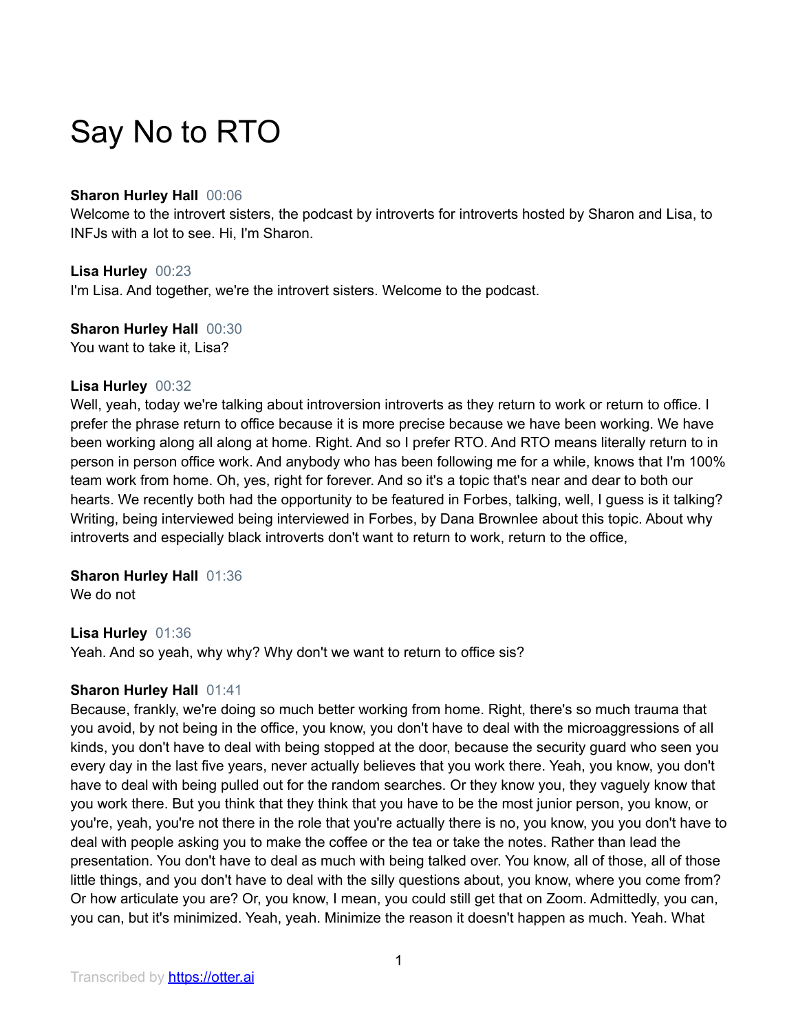# Say No to RTO

**Sharon Hurley Hall** 00:06
Welcome to the introvert sisters, the podcast by introverts for introverts hosted by Sharon and Lisa, to INFJs with a lot to see. Hi, I'm Sharon.

**Lisa Hurley** 00:23
I'm Lisa. And together, we're the introvert sisters. Welcome to the podcast.

**Sharon Hurley Hall** 00:30
You want to take it, Lisa?

**Lisa Hurley** 00:32
Well, yeah, today we're talking about introversion introverts as they return to work or return to office. I prefer the phrase return to office because it is more precise because we have been working. We have been working along all along at home. Right. And so I prefer RTO. And RTO means literally return to in person in person office work. And anybody who has been following me for a while, knows that I'm 100% team work from home. Oh, yes, right for forever. And so it's a topic that's near and dear to both our hearts. We recently both had the opportunity to be featured in Forbes, talking, well, I guess is it talking? Writing, being interviewed being interviewed in Forbes, by Dana Brownlee about this topic. About why introverts and especially black introverts don't want to return to work, return to the office,

**Sharon Hurley Hall** 01:36
We do not

**Lisa Hurley** 01:36
Yeah. And so yeah, why why? Why don't we want to return to office sis?

**Sharon Hurley Hall** 01:41
Because, frankly, we're doing so much better working from home. Right, there's so much trauma that you avoid, by not being in the office, you know, you don't have to deal with the microaggressions of all kinds, you don't have to deal with being stopped at the door, because the security guard who seen you every day in the last five years, never actually believes that you work there. Yeah, you know, you don't have to deal with being pulled out for the random searches. Or they know you, they vaguely know that you work there. But you think that they think that you have to be the most junior person, you know, or you're, yeah, you're not there in the role that you're actually there is no, you know, you you don't have to deal with people asking you to make the coffee or the tea or take the notes. Rather than lead the presentation. You don't have to deal as much with being talked over. You know, all of those, all of those little things, and you don't have to deal with the silly questions about, you know, where you come from? Or how articulate you are? Or, you know, I mean, you could still get that on Zoom. Admittedly, you can, you can, but it's minimized. Yeah, yeah. Minimize the reason it doesn't happen as much. Yeah. What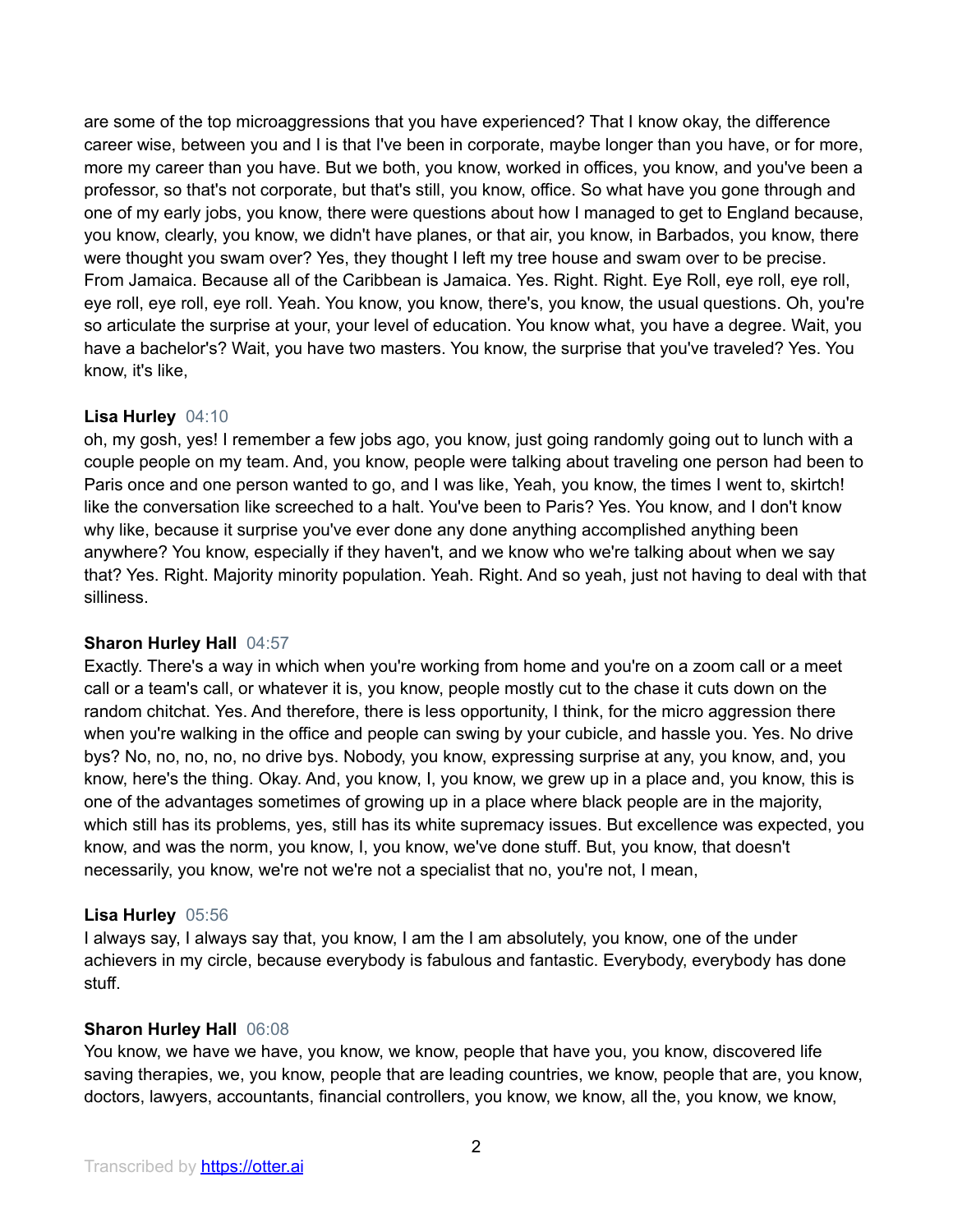are some of the top microaggressions that you have experienced? That I know okay, the difference career wise, between you and I is that I've been in corporate, maybe longer than you have, or for more, more my career than you have. But we both, you know, worked in offices, you know, and you've been a professor, so that's not corporate, but that's still, you know, office. So what have you gone through and one of my early jobs, you know, there were questions about how I managed to get to England because, you know, clearly, you know, we didn't have planes, or that air, you know, in Barbados, you know, there were thought you swam over? Yes, they thought I left my tree house and swam over to be precise. From Jamaica. Because all of the Caribbean is Jamaica. Yes. Right. Right. Eye Roll, eye roll, eye roll, eye roll, eye roll. Yeah. You know, you know, there's, you know, the usual questions. Oh, you're so articulate the surprise at your, your level of education. You know what, you have a degree. Wait, you have a bachelor's? Wait, you have two masters. You know, the surprise that you've traveled? Yes. You know, it's like,

**Lisa Hurley** 04:10
oh, my gosh, yes! I remember a few jobs ago, you know, just going randomly going out to lunch with a couple people on my team. And, you know, people were talking about traveling one person had been to Paris once and one person wanted to go, and I was like, Yeah, you know, the times I went to, skirtch! like the conversation like screeched to a halt. You've been to Paris? Yes. You know, and I don't know why like, because it surprise you've ever done any done anything accomplished anything been anywhere? You know, especially if they haven't, and we know who we're talking about when we say that? Yes. Right. Majority minority population. Yeah. Right. And so yeah, just not having to deal with that silliness.

**Sharon Hurley Hall** 04:57
Exactly. There's a way in which when you're working from home and you're on a zoom call or a meet call or a team's call, or whatever it is, you know, people mostly cut to the chase it cuts down on the random chitchat. Yes. And therefore, there is less opportunity, I think, for the micro aggression there when you're walking in the office and people can swing by your cubicle, and hassle you. Yes. No drive bys? No, no, no, no, no drive bys. Nobody, you know, expressing surprise at any, you know, and, you know, here's the thing. Okay. And, you know, I, you know, we grew up in a place and, you know, this is one of the advantages sometimes of growing up in a place where black people are in the majority, which still has its problems, yes, still has its white supremacy issues. But excellence was expected, you know, and was the norm, you know, I, you know, we've done stuff. But, you know, that doesn't necessarily, you know, we're not we're not a specialist that no, you're not, I mean,

**Lisa Hurley** 05:56
I always say, I always say that, you know, I am the I am absolutely, you know, one of the under achievers in my circle, because everybody is fabulous and fantastic. Everybody, everybody has done stuff.

**Sharon Hurley Hall** 06:08
You know, we have we have, you know, we know, people that have you, you know, discovered life saving therapies, we, you know, people that are leading countries, we know, people that are, you know, doctors, lawyers, accountants, financial controllers, you know, we know, all the, you know, we know,

Transcribed by https://otter.ai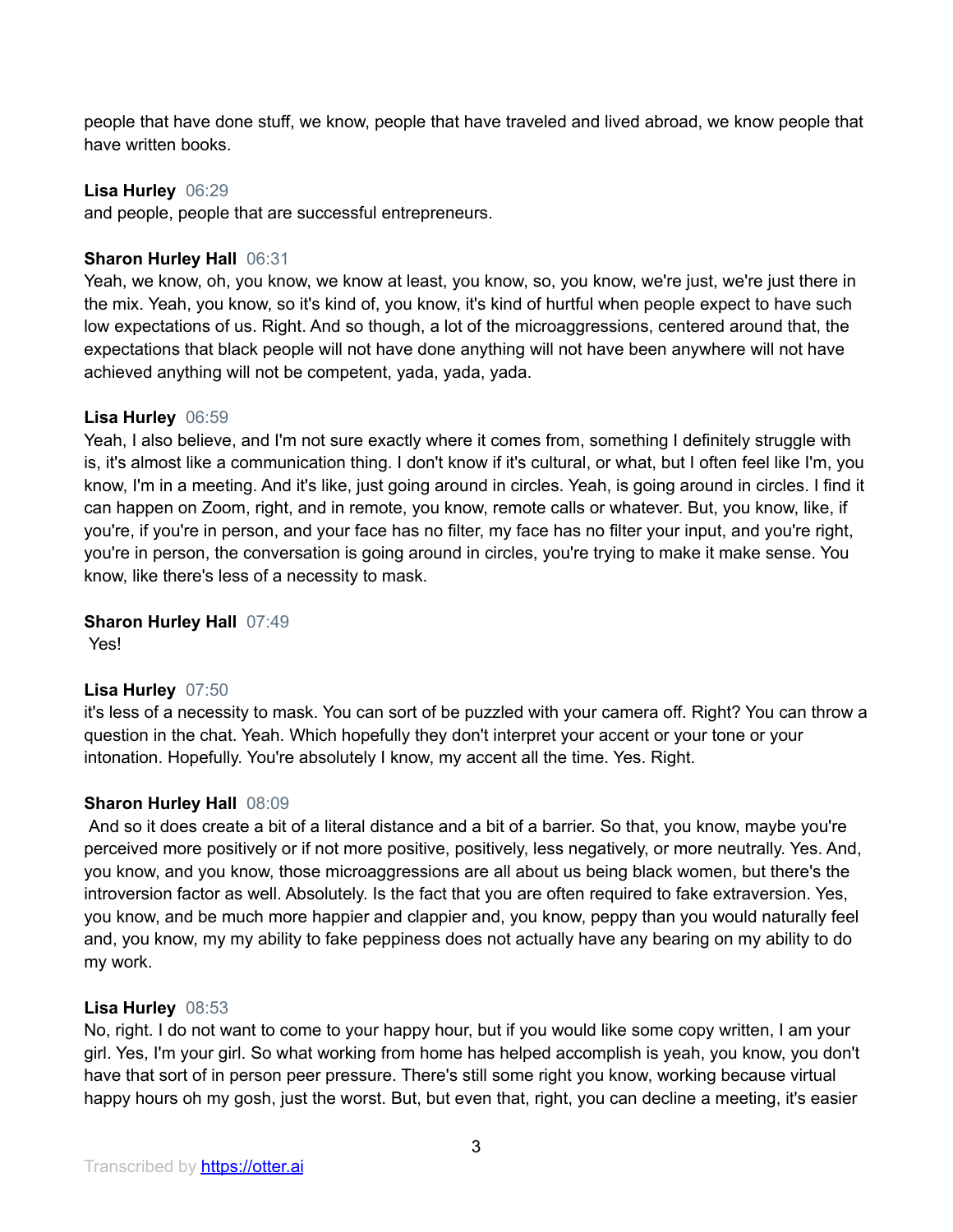people that have done stuff, we know, people that have traveled and lived abroad, we know people that have written books.

**Lisa Hurley** 06:29
and people, people that are successful entrepreneurs.

**Sharon Hurley Hall** 06:31
Yeah, we know, oh, you know, we know at least, you know, so, you know, we're just, we're just there in the mix. Yeah, you know, so it's kind of, you know, it's kind of hurtful when people expect to have such low expectations of us. Right. And so though, a lot of the microaggressions, centered around that, the expectations that black people will not have done anything will not have been anywhere will not have achieved anything will not be competent, yada, yada, yada.

**Lisa Hurley** 06:59
Yeah, I also believe, and I'm not sure exactly where it comes from, something I definitely struggle with is, it's almost like a communication thing. I don't know if it's cultural, or what, but I often feel like I'm, you know, I'm in a meeting. And it's like, just going around in circles. Yeah, is going around in circles. I find it can happen on Zoom, right, and in remote, you know, remote calls or whatever. But, you know, like, if you're, if you're in person, and your face has no filter, my face has no filter your input, and you're right, you're in person, the conversation is going around in circles, you're trying to make it make sense. You know, like there's less of a necessity to mask.

**Sharon Hurley Hall** 07:49
Yes!

**Lisa Hurley** 07:50
it's less of a necessity to mask. You can sort of be puzzled with your camera off. Right? You can throw a question in the chat. Yeah. Which hopefully they don't interpret your accent or your tone or your intonation. Hopefully. You're absolutely I know, my accent all the time. Yes. Right.

**Sharon Hurley Hall** 08:09
And so it does create a bit of a literal distance and a bit of a barrier. So that, you know, maybe you're perceived more positively or if not more positive, positively, less negatively, or more neutrally. Yes. And, you know, and you know, those microaggressions are all about us being black women, but there's the introversion factor as well. Absolutely. Is the fact that you are often required to fake extraversion. Yes, you know, and be much more happier and clappier and, you know, peppy than you would naturally feel and, you know, my my ability to fake peppiness does not actually have any bearing on my ability to do my work.

**Lisa Hurley** 08:53
No, right. I do not want to come to your happy hour, but if you would like some copy written, I am your girl. Yes, I'm your girl. So what working from home has helped accomplish is yeah, you know, you don't have that sort of in person peer pressure. There's still some right you know, working because virtual happy hours oh my gosh, just the worst. But, but even that, right, you can decline a meeting, it's easier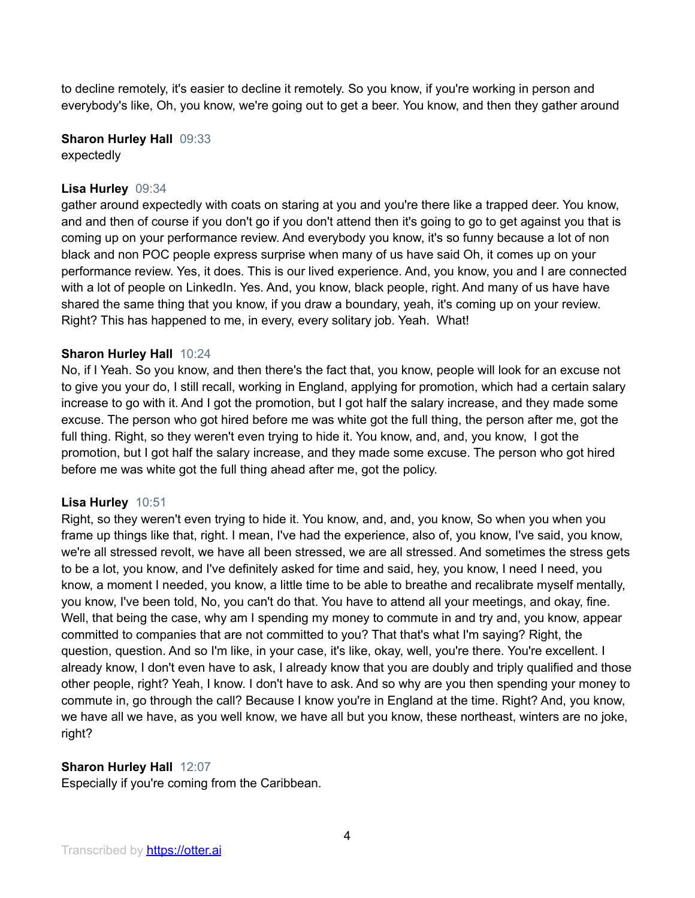to decline remotely, it's easier to decline it remotely. So you know, if you're working in person and everybody's like, Oh, you know, we're going out to get a beer. You know, and then they gather around

**Sharon Hurley Hall** 09:33
expectedly

**Lisa Hurley** 09:34
gather around expectedly with coats on staring at you and you're there like a trapped deer. You know, and and then of course if you don't go if you don't attend then it's going to go to get against you that is coming up on your performance review. And everybody you know, it's so funny because a lot of non black and non POC people express surprise when many of us have said Oh, it comes up on your performance review. Yes, it does. This is our lived experience. And, you know, you and I are connected with a lot of people on LinkedIn. Yes. And, you know, black people, right. And many of us have have shared the same thing that you know, if you draw a boundary, yeah, it's coming up on your review. Right? This has happened to me, in every, every solitary job. Yeah. What!

**Sharon Hurley Hall** 10:24
No, if I Yeah. So you know, and then there's the fact that, you know, people will look for an excuse not to give you your do, I still recall, working in England, applying for promotion, which had a certain salary increase to go with it. And I got the promotion, but I got half the salary increase, and they made some excuse. The person who got hired before me was white got the full thing, the person after me, got the full thing. Right, so they weren't even trying to hide it. You know, and, and, you know, I got the promotion, but I got half the salary increase, and they made some excuse. The person who got hired before me was white got the full thing ahead after me, got the policy.

**Lisa Hurley** 10:51
Right, so they weren't even trying to hide it. You know, and, and, you know, So when you when you frame up things like that, right. I mean, I've had the experience, also of, you know, I've said, you know, we're all stressed revolt, we have all been stressed, we are all stressed. And sometimes the stress gets to be a lot, you know, and I've definitely asked for time and said, hey, you know, I need I need, you know, a moment I needed, you know, a little time to be able to breathe and recalibrate myself mentally, you know, I've been told, No, you can't do that. You have to attend all your meetings, and okay, fine. Well, that being the case, why am I spending my money to commute in and try and, you know, appear committed to companies that are not committed to you? That that's what I'm saying? Right, the question, question. And so I'm like, in your case, it's like, okay, well, you're there. You're excellent. I already know, I don't even have to ask, I already know that you are doubly and triply qualified and those other people, right? Yeah, I know. I don't have to ask. And so why are you then spending your money to commute in, go through the call? Because I know you're in England at the time. Right? And, you know, we have all we have, as you well know, we have all but you know, these northeast, winters are no joke, right?

**Sharon Hurley Hall** 12:07
Especially if you're coming from the Caribbean.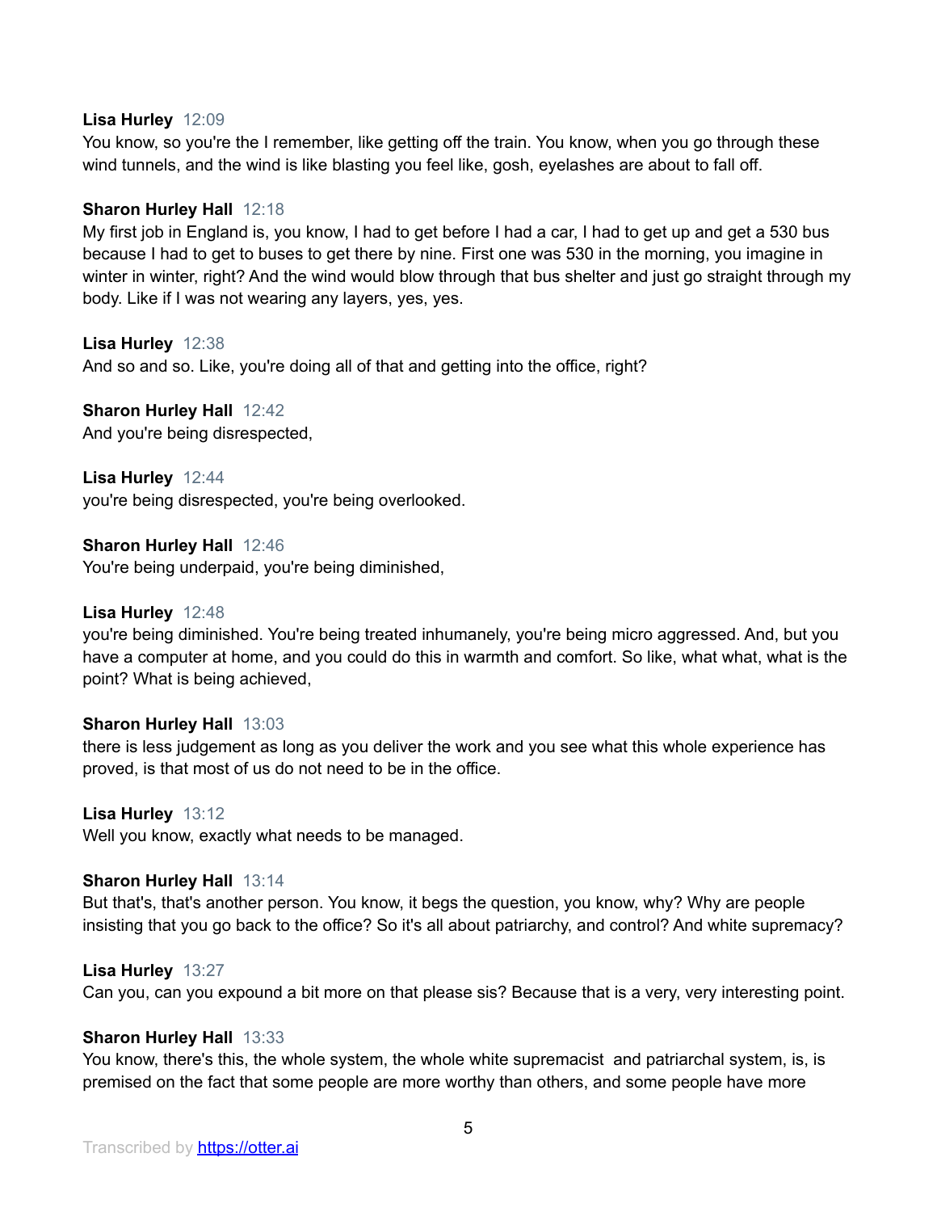**Lisa Hurley** 12:09
You know, so you're the I remember, like getting off the train. You know, when you go through these wind tunnels, and the wind is like blasting you feel like, gosh, eyelashes are about to fall off.

**Sharon Hurley Hall** 12:18
My first job in England is, you know, I had to get before I had a car, I had to get up and get a 530 bus because I had to get to buses to get there by nine. First one was 530 in the morning, you imagine in winter in winter, right? And the wind would blow through that bus shelter and just go straight through my body. Like if I was not wearing any layers, yes, yes.

**Lisa Hurley** 12:38
And so and so. Like, you're doing all of that and getting into the office, right?

**Sharon Hurley Hall** 12:42
And you're being disrespected,

**Lisa Hurley** 12:44
you're being disrespected, you're being overlooked.

**Sharon Hurley Hall** 12:46
You're being underpaid, you're being diminished,

**Lisa Hurley** 12:48
you're being diminished. You're being treated inhumanely, you're being micro aggressed. And, but you have a computer at home, and you could do this in warmth and comfort. So like, what what, what is the point? What is being achieved,

**Sharon Hurley Hall** 13:03
there is less judgement as long as you deliver the work and you see what this whole experience has proved, is that most of us do not need to be in the office.

**Lisa Hurley** 13:12
Well you know, exactly what needs to be managed.

**Sharon Hurley Hall** 13:14
But that's, that's another person. You know, it begs the question, you know, why? Why are people insisting that you go back to the office? So it's all about patriarchy, and control? And white supremacy?

**Lisa Hurley** 13:27
Can you, can you expound a bit more on that please sis? Because that is a very, very interesting point.

**Sharon Hurley Hall** 13:33
You know, there's this, the whole system, the whole white supremacist and patriarchal system, is, is premised on the fact that some people are more worthy than others, and some people have more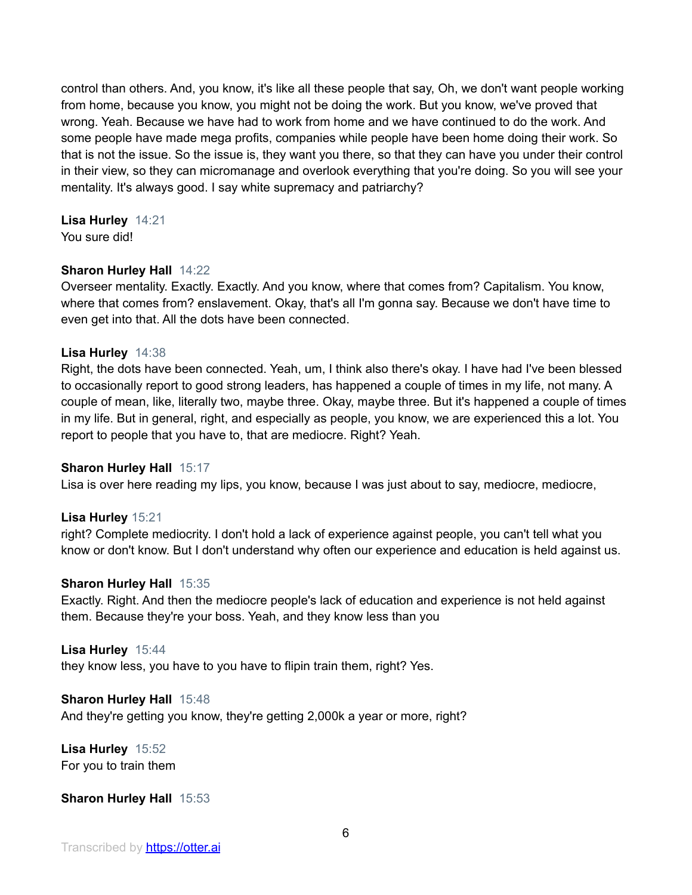control than others. And, you know, it's like all these people that say, Oh, we don't want people working from home, because you know, you might not be doing the work. But you know, we've proved that wrong. Yeah. Because we have had to work from home and we have continued to do the work. And some people have made mega profits, companies while people have been home doing their work. So that is not the issue. So the issue is, they want you there, so that they can have you under their control in their view, so they can micromanage and overlook everything that you're doing. So you will see your mentality. It's always good. I say white supremacy and patriarchy?

**Lisa Hurley** 14:21
You sure did!

**Sharon Hurley Hall** 14:22
Overseer mentality. Exactly. Exactly. And you know, where that comes from? Capitalism. You know, where that comes from? enslavement. Okay, that's all I'm gonna say. Because we don't have time to even get into that. All the dots have been connected.

**Lisa Hurley** 14:38
Right, the dots have been connected. Yeah, um, I think also there's okay. I have had I've been blessed to occasionally report to good strong leaders, has happened a couple of times in my life, not many. A couple of mean, like, literally two, maybe three. Okay, maybe three. But it's happened a couple of times in my life. But in general, right, and especially as people, you know, we are experienced this a lot. You report to people that you have to, that are mediocre. Right? Yeah.

**Sharon Hurley Hall** 15:17
Lisa is over here reading my lips, you know, because I was just about to say, mediocre, mediocre,

**Lisa Hurley** 15:21
right? Complete mediocrity. I don't hold a lack of experience against people, you can't tell what you know or don't know. But I don't understand why often our experience and education is held against us.

**Sharon Hurley Hall** 15:35
Exactly. Right. And then the mediocre people's lack of education and experience is not held against them. Because they're your boss. Yeah, and they know less than you

**Lisa Hurley** 15:44
they know less, you have to you have to flipin train them, right? Yes.

**Sharon Hurley Hall** 15:48
And they're getting you know, they're getting 2,000k a year or more, right?

**Lisa Hurley** 15:52
For you to train them

**Sharon Hurley Hall** 15:53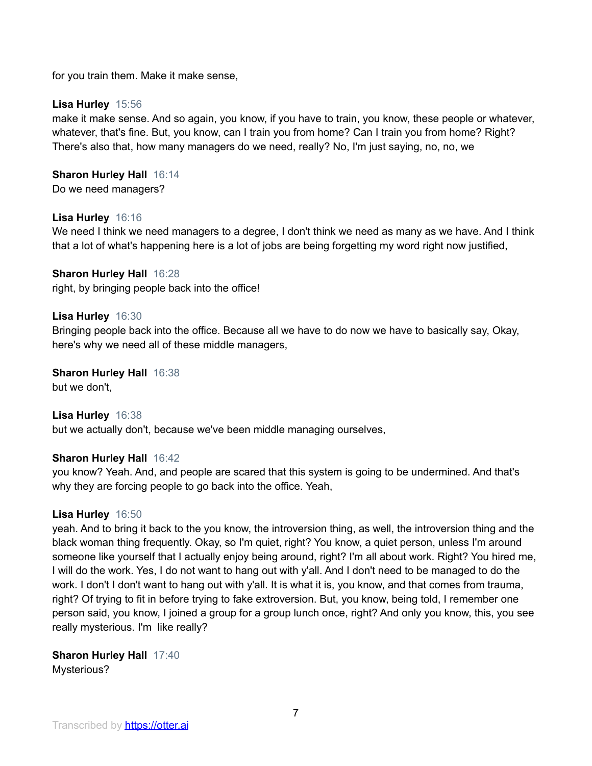for you train them. Make it make sense,

**Lisa Hurley** 15:56
make it make sense. And so again, you know, if you have to train, you know, these people or whatever, whatever, that's fine. But, you know, can I train you from home? Can I train you from home? Right? There's also that, how many managers do we need, really? No, I'm just saying, no, no, we

**Sharon Hurley Hall** 16:14
Do we need managers?

**Lisa Hurley** 16:16
We need I think we need managers to a degree, I don't think we need as many as we have. And I think that a lot of what's happening here is a lot of jobs are being forgetting my word right now justified,

**Sharon Hurley Hall** 16:28
right, by bringing people back into the office!

**Lisa Hurley** 16:30
Bringing people back into the office. Because all we have to do now we have to basically say, Okay, here's why we need all of these middle managers,

**Sharon Hurley Hall** 16:38
but we don't,

**Lisa Hurley** 16:38
but we actually don't, because we've been middle managing ourselves,

**Sharon Hurley Hall** 16:42
you know? Yeah. And, and people are scared that this system is going to be undermined. And that's why they are forcing people to go back into the office. Yeah,

**Lisa Hurley** 16:50
yeah. And to bring it back to the you know, the introversion thing, as well, the introversion thing and the black woman thing frequently. Okay, so I'm quiet, right? You know, a quiet person, unless I'm around someone like yourself that I actually enjoy being around, right? I'm all about work. Right? You hired me, I will do the work. Yes, I do not want to hang out with y'all. And I don't need to be managed to do the work. I don't I don't want to hang out with y'all. It is what it is, you know, and that comes from trauma, right? Of trying to fit in before trying to fake extroversion. But, you know, being told, I remember one person said, you know, I joined a group for a group lunch once, right? And only you know, this, you see really mysterious. I'm like really?

**Sharon Hurley Hall** 17:40
Mysterious?

Transcribed by https://otter.ai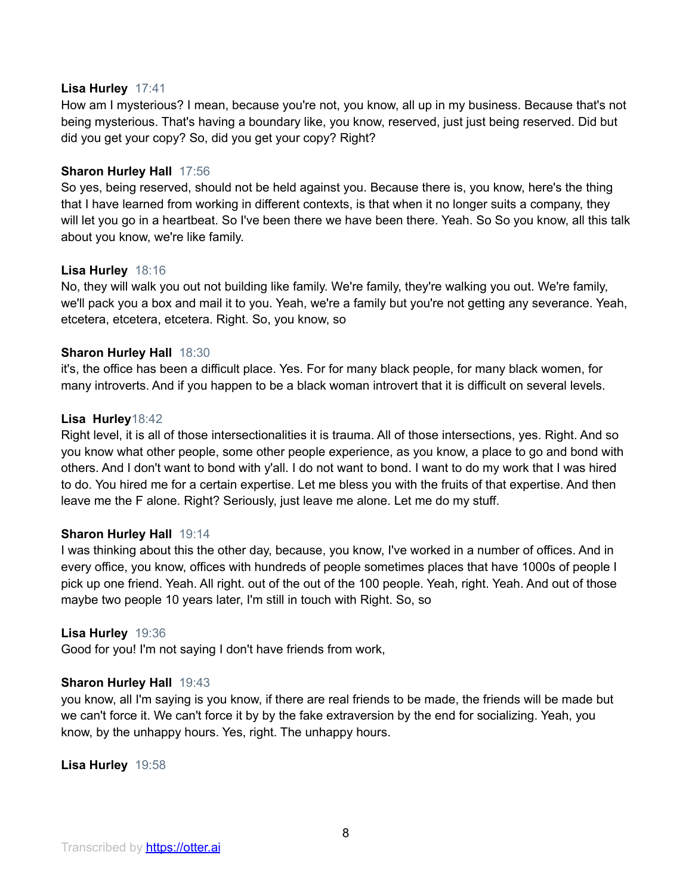**Lisa Hurley** 17:41
How am I mysterious? I mean, because you're not, you know, all up in my business. Because that's not being mysterious. That's having a boundary like, you know, reserved, just just being reserved. Did but did you get your copy? So, did you get your copy? Right?

**Sharon Hurley Hall** 17:56
So yes, being reserved, should not be held against you. Because there is, you know, here's the thing that I have learned from working in different contexts, is that when it no longer suits a company, they will let you go in a heartbeat. So I've been there we have been there. Yeah. So So you know, all this talk about you know, we're like family.

**Lisa Hurley** 18:16
No, they will walk you out not building like family. We're family, they're walking you out. We're family, we'll pack you a box and mail it to you. Yeah, we're a family but you're not getting any severance. Yeah, etcetera, etcetera, etcetera. Right. So, you know, so

**Sharon Hurley Hall** 18:30
it's, the office has been a difficult place. Yes. For for many black people, for many black women, for many introverts. And if you happen to be a black woman introvert that it is difficult on several levels.

**Lisa Hurley** 18:42
Right level, it is all of those intersectionalities it is trauma. All of those intersections, yes. Right. And so you know what other people, some other people experience, as you know, a place to go and bond with others. And I don't want to bond with y'all. I do not want to bond. I want to do my work that I was hired to do. You hired me for a certain expertise. Let me bless you with the fruits of that expertise. And then leave me the F alone. Right? Seriously, just leave me alone. Let me do my stuff.

**Sharon Hurley Hall** 19:14
I was thinking about this the other day, because, you know, I've worked in a number of offices. And in every office, you know, offices with hundreds of people sometimes places that have 1000s of people I pick up one friend. Yeah. All right. out of the out of the 100 people. Yeah, right. Yeah. And out of those maybe two people 10 years later, I'm still in touch with Right. So, so

**Lisa Hurley** 19:36
Good for you! I'm not saying I don't have friends from work,

**Sharon Hurley Hall** 19:43
you know, all I'm saying is you know, if there are real friends to be made, the friends will be made but we can't force it. We can't force it by by the fake extraversion by the end for socializing. Yeah, you know, by the unhappy hours. Yes, right. The unhappy hours.

**Lisa Hurley** 19:58

Transcribed by https://otter.ai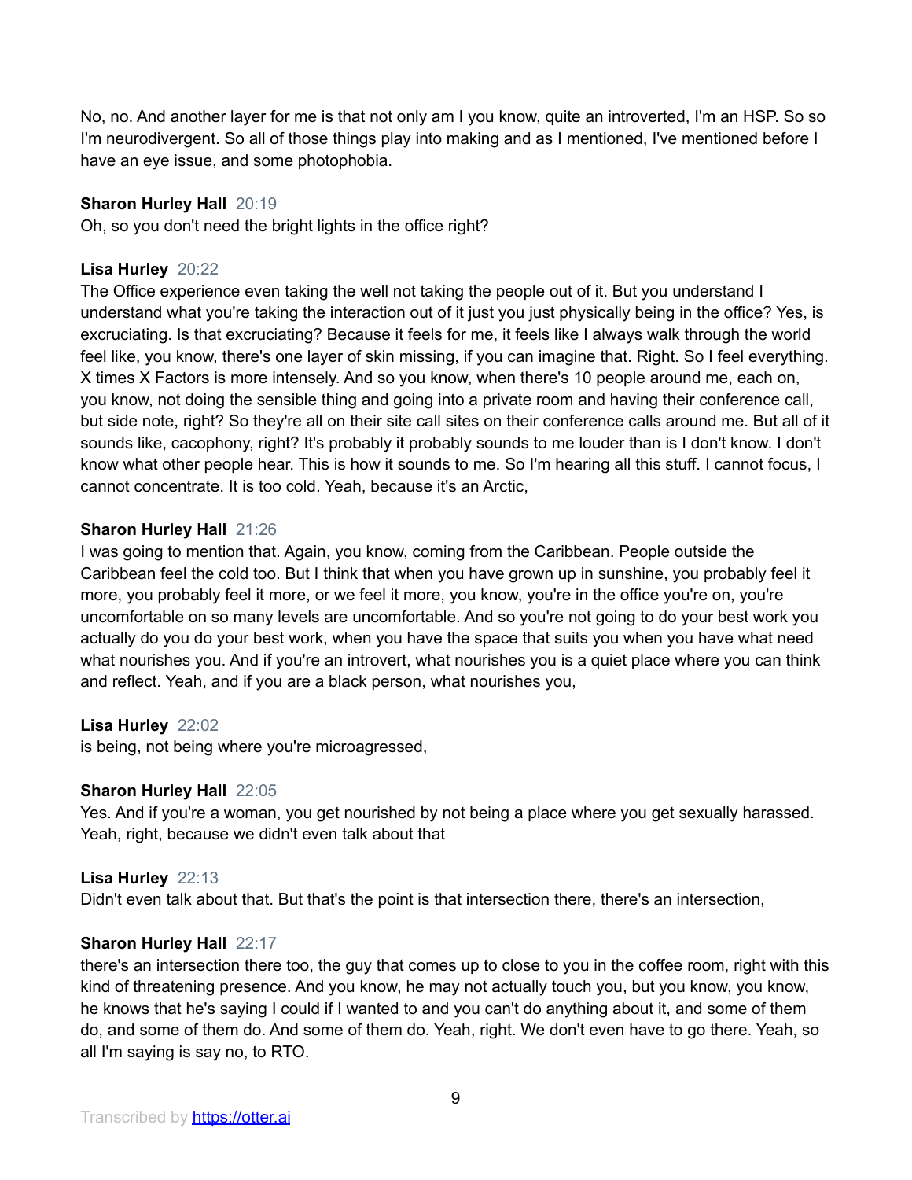No, no. And another layer for me is that not only am I you know, quite an introverted, I'm an HSP. So so I'm neurodivergent. So all of those things play into making and as I mentioned, I've mentioned before I have an eye issue, and some photophobia.

**Sharon Hurley Hall** 20:19
Oh, so you don't need the bright lights in the office right?

**Lisa Hurley** 20:22
The Office experience even taking the well not taking the people out of it. But you understand I understand what you're taking the interaction out of it just you just physically being in the office? Yes, is excruciating. Is that excruciating? Because it feels for me, it feels like I always walk through the world feel like, you know, there's one layer of skin missing, if you can imagine that. Right. So I feel everything. X times X Factors is more intensely. And so you know, when there's 10 people around me, each on, you know, not doing the sensible thing and going into a private room and having their conference call, but side note, right? So they're all on their site call sites on their conference calls around me. But all of it sounds like, cacophony, right? It's probably it probably sounds to me louder than is I don't know. I don't know what other people hear. This is how it sounds to me. So I'm hearing all this stuff. I cannot focus, I cannot concentrate. It is too cold. Yeah, because it's an Arctic,

**Sharon Hurley Hall** 21:26
I was going to mention that. Again, you know, coming from the Caribbean. People outside the Caribbean feel the cold too. But I think that when you have grown up in sunshine, you probably feel it more, you probably feel it more, or we feel it more, you know, you're in the office you're on, you're uncomfortable on so many levels are uncomfortable. And so you're not going to do your best work you actually do you do your best work, when you have the space that suits you when you have what need what nourishes you. And if you're an introvert, what nourishes you is a quiet place where you can think and reflect. Yeah, and if you are a black person, what nourishes you,

**Lisa Hurley** 22:02
is being, not being where you're microagressed,

**Sharon Hurley Hall** 22:05
Yes. And if you're a woman, you get nourished by not being a place where you get sexually harassed. Yeah, right, because we didn't even talk about that

**Lisa Hurley** 22:13
Didn't even talk about that. But that's the point is that intersection there, there's an intersection,

**Sharon Hurley Hall** 22:17
there's an intersection there too, the guy that comes up to close to you in the coffee room, right with this kind of threatening presence. And you know, he may not actually touch you, but you know, you know, he knows that he's saying I could if I wanted to and you can't do anything about it, and some of them do, and some of them do. And some of them do. Yeah, right. We don't even have to go there. Yeah, so all I'm saying is say no, to RTO.

Transcribed by https://otter.ai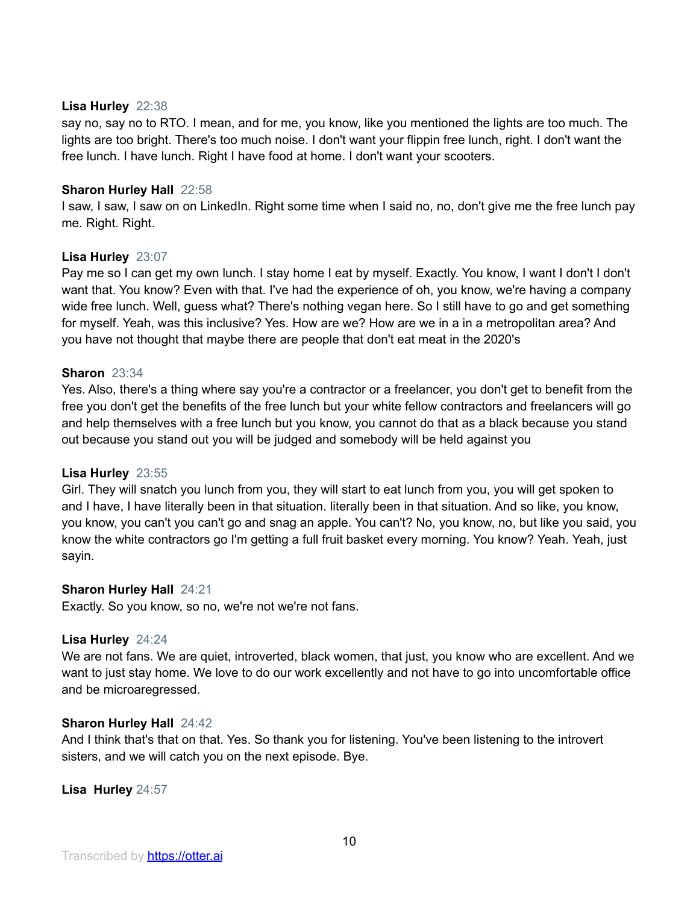**Lisa Hurley** 22:38
say no, say no to RTO. I mean, and for me, you know, like you mentioned the lights are too much. The lights are too bright. There's too much noise. I don't want your flippin free lunch, right. I don't want the free lunch. I have lunch. Right I have food at home. I don't want your scooters.

**Sharon Hurley Hall** 22:58
I saw, I saw, I saw on on LinkedIn. Right some time when I said no, no, don't give me the free lunch pay me. Right. Right.

**Lisa Hurley** 23:07
Pay me so I can get my own lunch. I stay home I eat by myself. Exactly. You know, I want I don't I don't want that. You know? Even with that. I've had the experience of oh, you know, we're having a company wide free lunch. Well, guess what? There's nothing vegan here. So I still have to go and get something for myself. Yeah, was this inclusive? Yes. How are we? How are we in a in a metropolitan area? And you have not thought that maybe there are people that don't eat meat in the 2020's

**Sharon** 23:34
Yes. Also, there's a thing where say you're a contractor or a freelancer, you don't get to benefit from the free you don't get the benefits of the free lunch but your white fellow contractors and freelancers will go and help themselves with a free lunch but you know, you cannot do that as a black because you stand out because you stand out you will be judged and somebody will be held against you

**Lisa Hurley** 23:55
Girl. They will snatch you lunch from you, they will start to eat lunch from you, you will get spoken to and I have, I have literally been in that situation. literally been in that situation. And so like, you know, you know, you can't you can't go and snag an apple. You can't? No, you know, no, but like you said, you know the white contractors go I'm getting a full fruit basket every morning. You know? Yeah. Yeah, just sayin.

**Sharon Hurley Hall** 24:21
Exactly. So you know, so no, we're not we're not fans.

**Lisa Hurley** 24:24
We are not fans. We are quiet, introverted, black women, that just, you know who are excellent. And we want to just stay home. We love to do our work excellently and not have to go into uncomfortable office and be microaregressed.

**Sharon Hurley Hall** 24:42
And I think that's that on that. Yes. So thank you for listening. You've been listening to the introvert sisters, and we will catch you on the next episode. Bye.

**Lisa Hurley** 24:57

Transcribed by https://otter.ai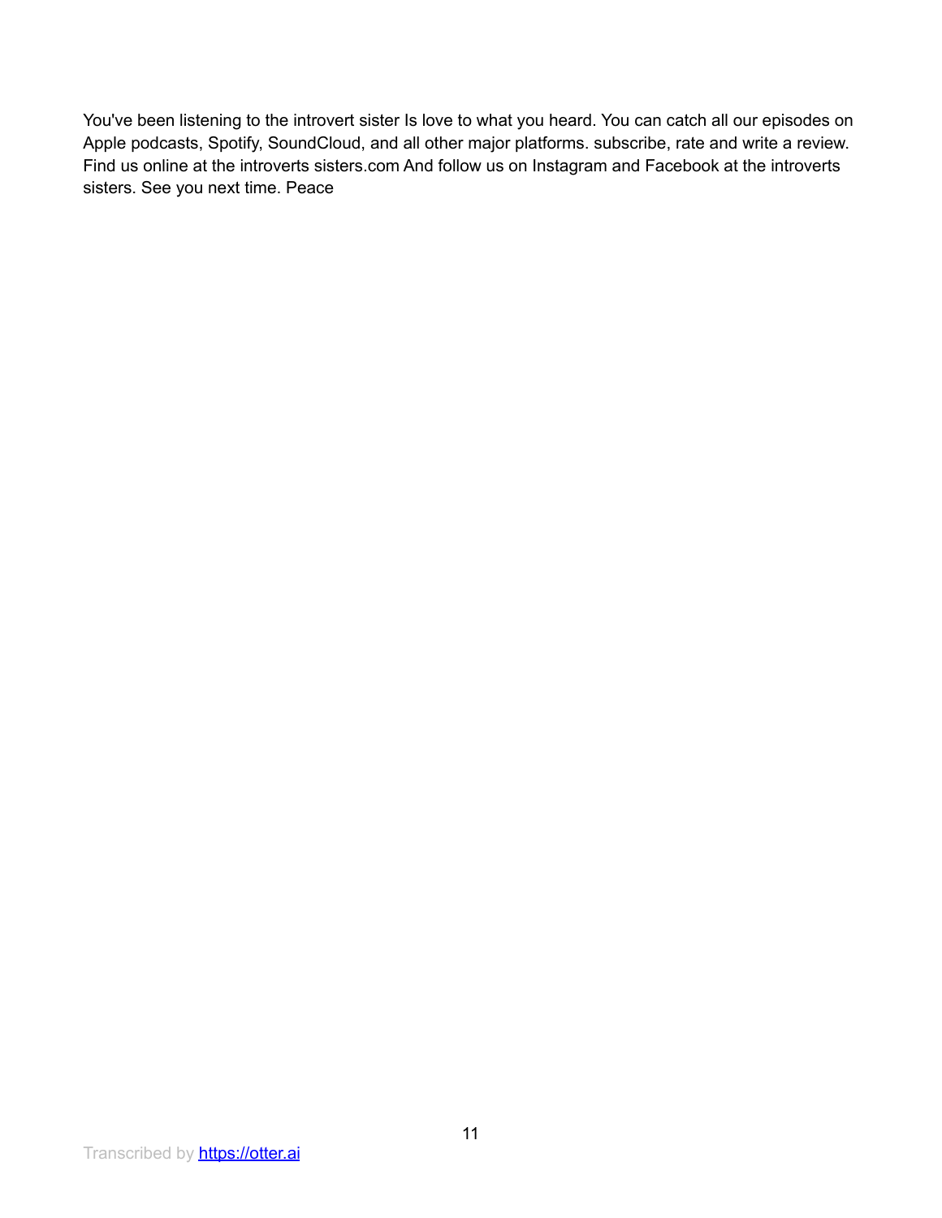You've been listening to the introvert sister Is love to what you heard. You can catch all our episodes on Apple podcasts, Spotify, SoundCloud, and all other major platforms. subscribe, rate and write a review. Find us online at the introverts sisters.com And follow us on Instagram and Facebook at the introverts sisters. See you next time. Peace